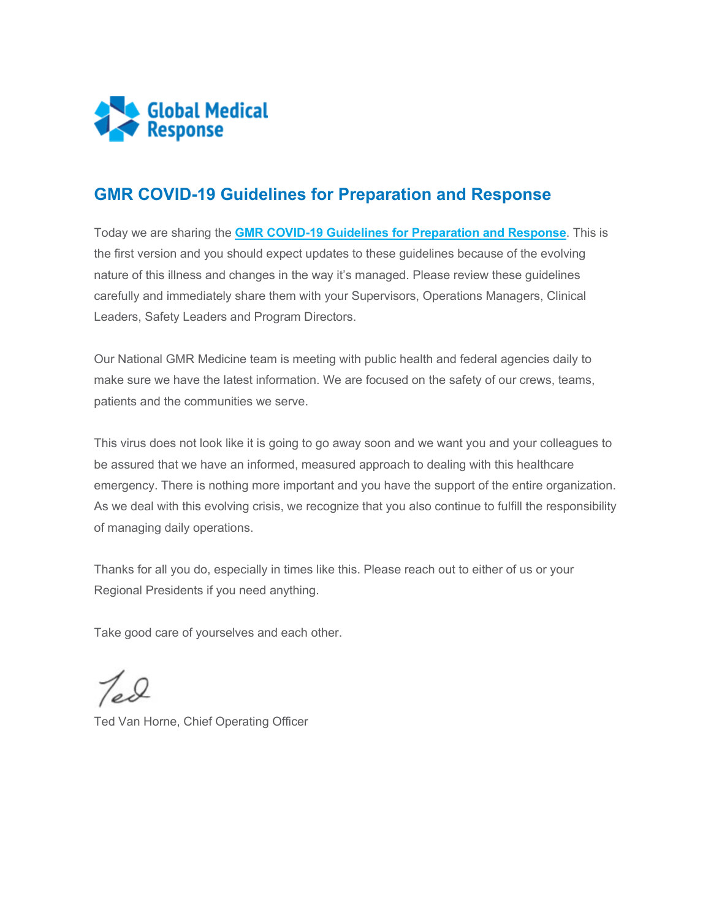Global Medical Response

## GMR COVID-19 Guidelines for Preparation and Response

Today we are sharing the **GMR COVID-19 Guidelines for Preparation and Response**. This is the first version and you should expect updates to these guidelines because of the evolving nature of this illness and changes in the way it's managed. Please review these guidelines carefully and immediately share them with your Supervisors, Operations Managers, Clinical Leaders, Safety Leaders and Program Directors.

Our National GMR Medicine team is meeting with public health and federal agencies daily to make sure we have the latest information. We are focused on the safety of our crews, teams, patients and the communities we serve.

This virus does not look like it is going to go away soon and we want you and your colleagues to be assured that we have an informed, measured approach to dealing with this healthcare emergency. There is nothing more important and you have the support of the entire organization. As we deal with this evolving crisis, we recognize that you also continue to fulfill the responsibility of managing daily operations.

Thanks for all you do, especially in times like this. Please reach out to either of us or your Regional Presidents if you need anything.

Take good care of yourselves and each other.

Ted

Ted Van Horne, Chief Operating Officer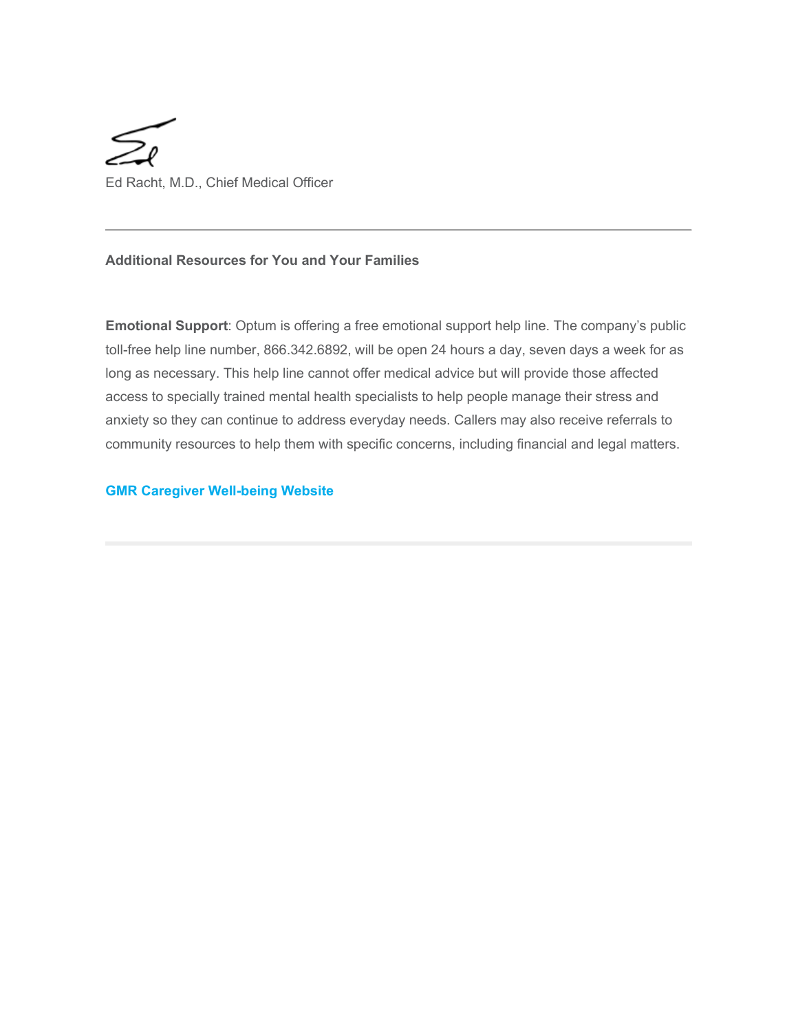Ed Racht, M.D., Chief Medical Officer

---

**Additional Resources for You and Your Families**

**Emotional Support**: Optum is offering a free emotional support help line. The company's public toll-free help line number, 866.342.6892, will be open 24 hours a day, seven days a week for as long as necessary. This help line cannot offer medical advice but will provide those affected access to specially trained mental health specialists to help people manage their stress and anxiety so they can continue to address everyday needs. Callers may also receive referrals to community resources to help them with specific concerns, including financial and legal matters.

**GMR Caregiver Well-being Website**

---